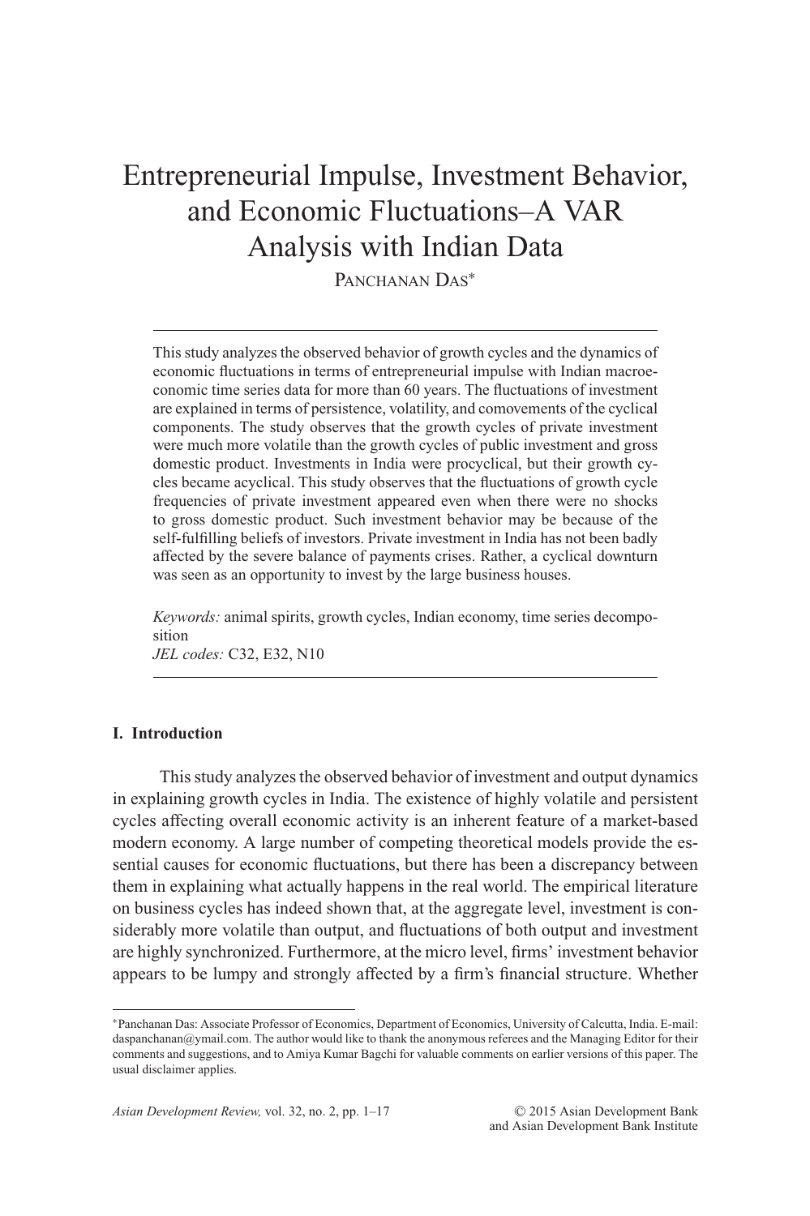# Entrepreneurial Impulse, Investment Behavior, and Economic Fluctuations–A VAR Analysis with Indian Data

Panchanan Das*

This study analyzes the observed behavior of growth cycles and the dynamics of economic fluctuations in terms of entrepreneurial impulse with Indian macroeconomic time series data for more than 60 years. The fluctuations of investment are explained in terms of persistence, volatility, and comovements of the cyclical components. The study observes that the growth cycles of private investment were much more volatile than the growth cycles of public investment and gross domestic product. Investments in India were procyclical, but their growth cycles became acyclical. This study observes that the fluctuations of growth cycle frequencies of private investment appeared even when there were no shocks to gross domestic product. Such investment behavior may be because of the self-fulfilling beliefs of investors. Private investment in India has not been badly affected by the severe balance of payments crises. Rather, a cyclical downturn was seen as an opportunity to invest by the large business houses.

*Keywords:* animal spirits, growth cycles, Indian economy, time series decomposition
*JEL codes:* C32, E32, N10

## I. Introduction

This study analyzes the observed behavior of investment and output dynamics in explaining growth cycles in India. The existence of highly volatile and persistent cycles affecting overall economic activity is an inherent feature of a market-based modern economy. A large number of competing theoretical models provide the essential causes for economic fluctuations, but there has been a discrepancy between them in explaining what actually happens in the real world. The empirical literature on business cycles has indeed shown that, at the aggregate level, investment is considerably more volatile than output, and fluctuations of both output and investment are highly synchronized. Furthermore, at the micro level, firms' investment behavior appears to be lumpy and strongly affected by a firm's financial structure. Whether

*Panchanan Das: Associate Professor of Economics, Department of Economics, University of Calcutta, India. E-mail: daspanchanan@ymail.com. The author would like to thank the anonymous referees and the Managing Editor for their comments and suggestions, and to Amiya Kumar Bagchi for valuable comments on earlier versions of this paper. The usual disclaimer applies.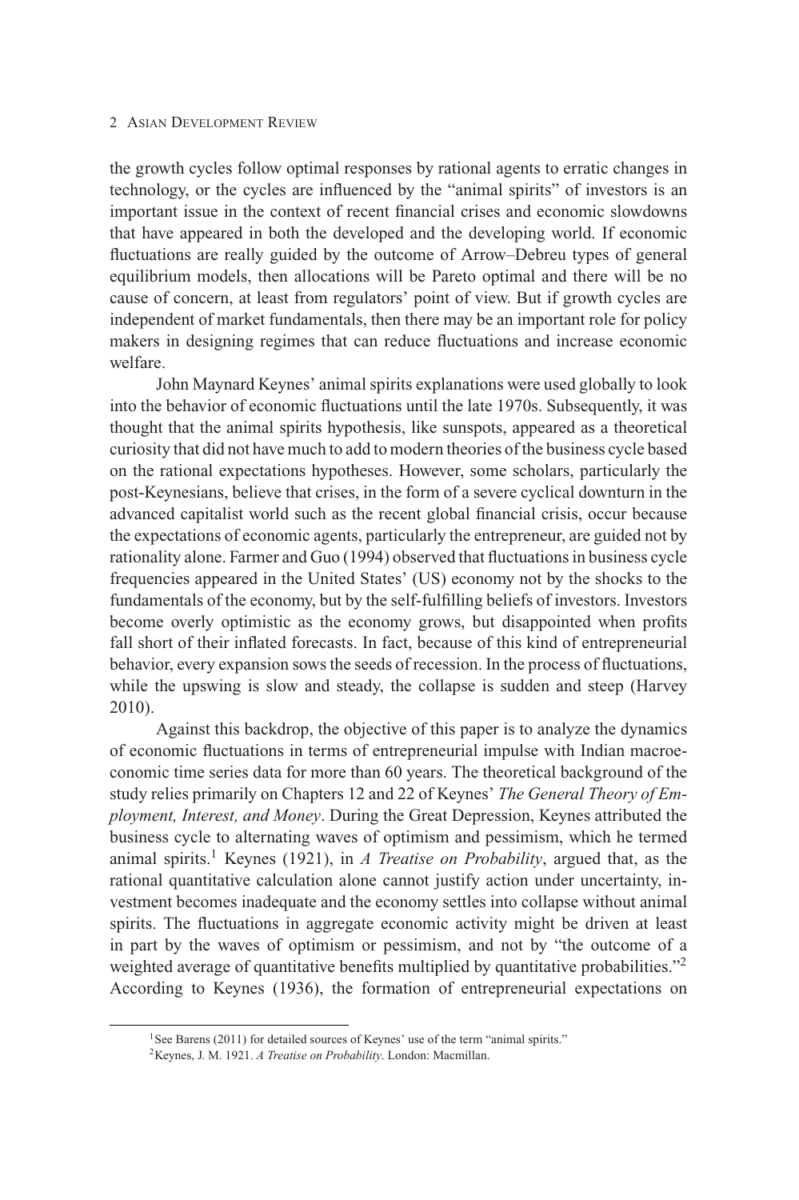the growth cycles follow optimal responses by rational agents to erratic changes in technology, or the cycles are influenced by the "animal spirits" of investors is an important issue in the context of recent financial crises and economic slowdowns that have appeared in both the developed and the developing world. If economic fluctuations are really guided by the outcome of Arrow–Debreu types of general equilibrium models, then allocations will be Pareto optimal and there will be no cause of concern, at least from regulators' point of view. But if growth cycles are independent of market fundamentals, then there may be an important role for policy makers in designing regimes that can reduce fluctuations and increase economic welfare.

John Maynard Keynes' animal spirits explanations were used globally to look into the behavior of economic fluctuations until the late 1970s. Subsequently, it was thought that the animal spirits hypothesis, like sunspots, appeared as a theoretical curiosity that did not have much to add to modern theories of the business cycle based on the rational expectations hypotheses. However, some scholars, particularly the post-Keynesians, believe that crises, in the form of a severe cyclical downturn in the advanced capitalist world such as the recent global financial crisis, occur because the expectations of economic agents, particularly the entrepreneur, are guided not by rationality alone. Farmer and Guo (1994) observed that fluctuations in business cycle frequencies appeared in the United States' (US) economy not by the shocks to the fundamentals of the economy, but by the self-fulfilling beliefs of investors. Investors become overly optimistic as the economy grows, but disappointed when profits fall short of their inflated forecasts. In fact, because of this kind of entrepreneurial behavior, every expansion sows the seeds of recession. In the process of fluctuations, while the upswing is slow and steady, the collapse is sudden and steep (Harvey 2010).

Against this backdrop, the objective of this paper is to analyze the dynamics of economic fluctuations in terms of entrepreneurial impulse with Indian macroeconomic time series data for more than 60 years. The theoretical background of the study relies primarily on Chapters 12 and 22 of Keynes' *The General Theory of Employment, Interest, and Money*. During the Great Depression, Keynes attributed the business cycle to alternating waves of optimism and pessimism, which he termed animal spirits.[1] Keynes (1921), in *A Treatise on Probability*, argued that, as the rational quantitative calculation alone cannot justify action under uncertainty, investment becomes inadequate and the economy settles into collapse without animal spirits. The fluctuations in aggregate economic activity might be driven at least in part by the waves of optimism or pessimism, and not by "the outcome of a weighted average of quantitative benefits multiplied by quantitative probabilities."[2] According to Keynes (1936), the formation of entrepreneurial expectations on

[1] See Barens (2011) for detailed sources of Keynes' use of the term "animal spirits."

[2] Keynes, J. M. 1921. *A Treatise on Probability*. London: Macmillan.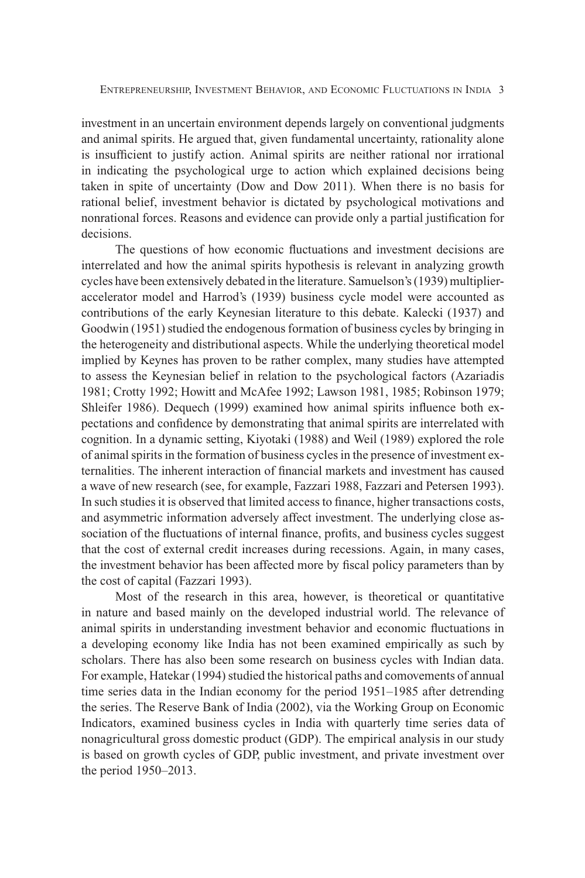investment in an uncertain environment depends largely on conventional judgments and animal spirits. He argued that, given fundamental uncertainty, rationality alone is insufficient to justify action. Animal spirits are neither rational nor irrational in indicating the psychological urge to action which explained decisions being taken in spite of uncertainty (Dow and Dow 2011). When there is no basis for rational belief, investment behavior is dictated by psychological motivations and nonrational forces. Reasons and evidence can provide only a partial justification for decisions.

The questions of how economic fluctuations and investment decisions are interrelated and how the animal spirits hypothesis is relevant in analyzing growth cycles have been extensively debated in the literature. Samuelson's (1939) multiplier-accelerator model and Harrod's (1939) business cycle model were accounted as contributions of the early Keynesian literature to this debate. Kalecki (1937) and Goodwin (1951) studied the endogenous formation of business cycles by bringing in the heterogeneity and distributional aspects. While the underlying theoretical model implied by Keynes has proven to be rather complex, many studies have attempted to assess the Keynesian belief in relation to the psychological factors (Azariadis 1981; Crotty 1992; Howitt and McAfee 1992; Lawson 1981, 1985; Robinson 1979; Shleifer 1986). Dequech (1999) examined how animal spirits influence both expectations and confidence by demonstrating that animal spirits are interrelated with cognition. In a dynamic setting, Kiyotaki (1988) and Weil (1989) explored the role of animal spirits in the formation of business cycles in the presence of investment externalities. The inherent interaction of financial markets and investment has caused a wave of new research (see, for example, Fazzari 1988, Fazzari and Petersen 1993). In such studies it is observed that limited access to finance, higher transactions costs, and asymmetric information adversely affect investment. The underlying close association of the fluctuations of internal finance, profits, and business cycles suggest that the cost of external credit increases during recessions. Again, in many cases, the investment behavior has been affected more by fiscal policy parameters than by the cost of capital (Fazzari 1993).

Most of the research in this area, however, is theoretical or quantitative in nature and based mainly on the developed industrial world. The relevance of animal spirits in understanding investment behavior and economic fluctuations in a developing economy like India has not been examined empirically as such by scholars. There has also been some research on business cycles with Indian data. For example, Hatekar (1994) studied the historical paths and comovements of annual time series data in the Indian economy for the period 1951–1985 after detrending the series. The Reserve Bank of India (2002), via the Working Group on Economic Indicators, examined business cycles in India with quarterly time series data of nonagricultural gross domestic product (GDP). The empirical analysis in our study is based on growth cycles of GDP, public investment, and private investment over the period 1950–2013.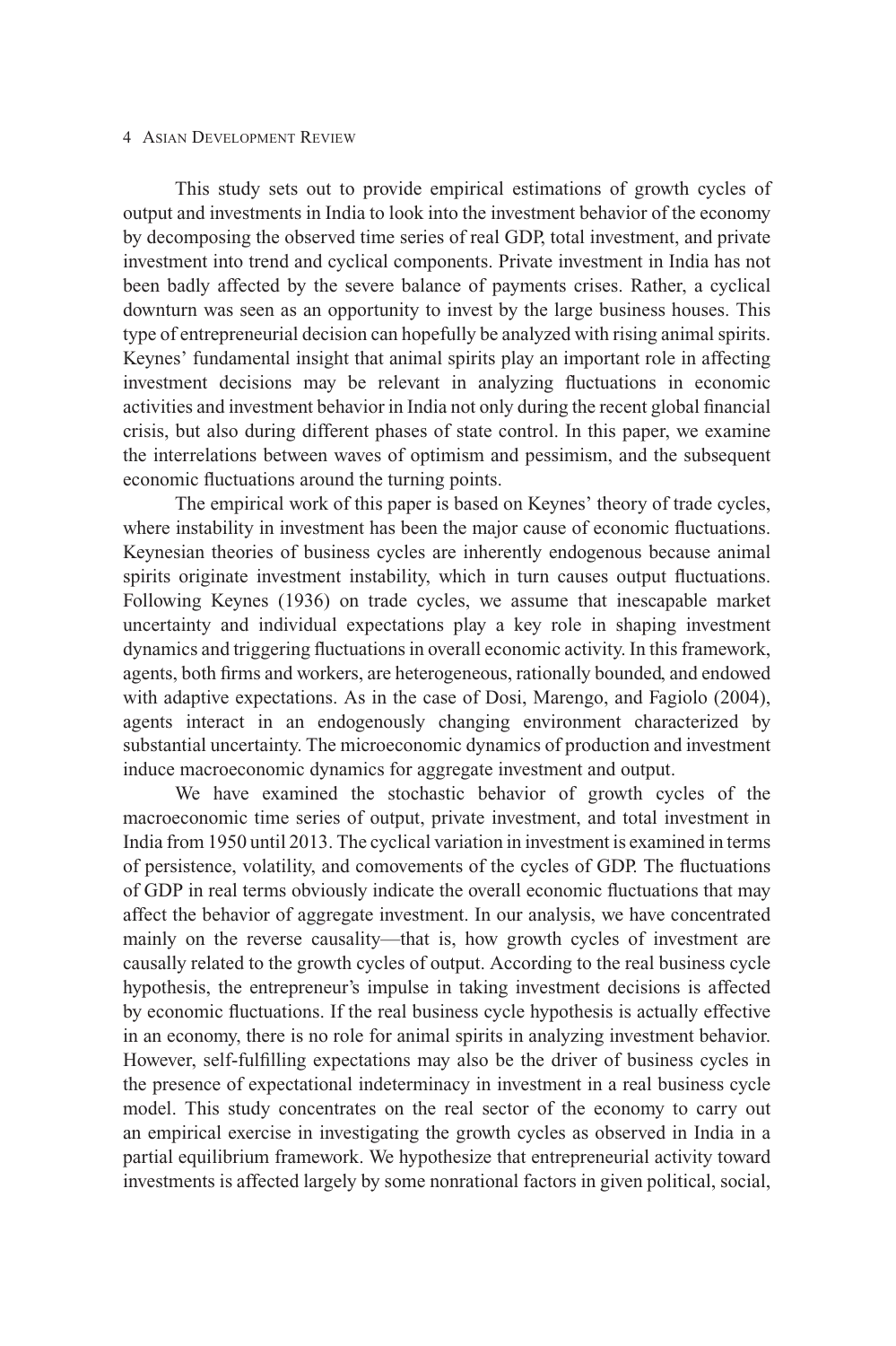This study sets out to provide empirical estimations of growth cycles of output and investments in India to look into the investment behavior of the economy by decomposing the observed time series of real GDP, total investment, and private investment into trend and cyclical components. Private investment in India has not been badly affected by the severe balance of payments crises. Rather, a cyclical downturn was seen as an opportunity to invest by the large business houses. This type of entrepreneurial decision can hopefully be analyzed with rising animal spirits. Keynes' fundamental insight that animal spirits play an important role in affecting investment decisions may be relevant in analyzing fluctuations in economic activities and investment behavior in India not only during the recent global financial crisis, but also during different phases of state control. In this paper, we examine the interrelations between waves of optimism and pessimism, and the subsequent economic fluctuations around the turning points.

The empirical work of this paper is based on Keynes' theory of trade cycles, where instability in investment has been the major cause of economic fluctuations. Keynesian theories of business cycles are inherently endogenous because animal spirits originate investment instability, which in turn causes output fluctuations. Following Keynes (1936) on trade cycles, we assume that inescapable market uncertainty and individual expectations play a key role in shaping investment dynamics and triggering fluctuations in overall economic activity. In this framework, agents, both firms and workers, are heterogeneous, rationally bounded, and endowed with adaptive expectations. As in the case of Dosi, Marengo, and Fagiolo (2004), agents interact in an endogenously changing environment characterized by substantial uncertainty. The microeconomic dynamics of production and investment induce macroeconomic dynamics for aggregate investment and output.

We have examined the stochastic behavior of growth cycles of the macroeconomic time series of output, private investment, and total investment in India from 1950 until 2013. The cyclical variation in investment is examined in terms of persistence, volatility, and comovements of the cycles of GDP. The fluctuations of GDP in real terms obviously indicate the overall economic fluctuations that may affect the behavior of aggregate investment. In our analysis, we have concentrated mainly on the reverse causality—that is, how growth cycles of investment are causally related to the growth cycles of output. According to the real business cycle hypothesis, the entrepreneur's impulse in taking investment decisions is affected by economic fluctuations. If the real business cycle hypothesis is actually effective in an economy, there is no role for animal spirits in analyzing investment behavior. However, self-fulfilling expectations may also be the driver of business cycles in the presence of expectational indeterminacy in investment in a real business cycle model. This study concentrates on the real sector of the economy to carry out an empirical exercise in investigating the growth cycles as observed in India in a partial equilibrium framework. We hypothesize that entrepreneurial activity toward investments is affected largely by some nonrational factors in given political, social,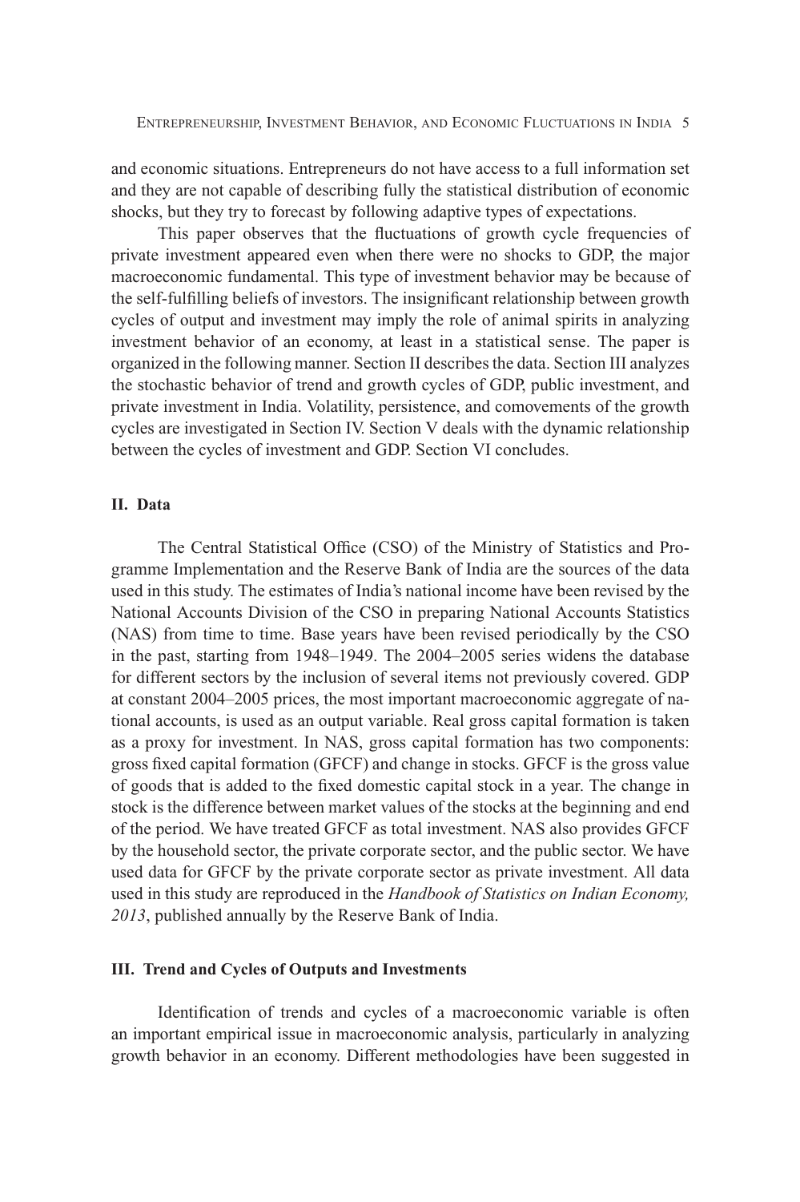and economic situations. Entrepreneurs do not have access to a full information set and they are not capable of describing fully the statistical distribution of economic shocks, but they try to forecast by following adaptive types of expectations.

This paper observes that the fluctuations of growth cycle frequencies of private investment appeared even when there were no shocks to GDP, the major macroeconomic fundamental. This type of investment behavior may be because of the self-fulfilling beliefs of investors. The insignificant relationship between growth cycles of output and investment may imply the role of animal spirits in analyzing investment behavior of an economy, at least in a statistical sense. The paper is organized in the following manner. Section II describes the data. Section III analyzes the stochastic behavior of trend and growth cycles of GDP, public investment, and private investment in India. Volatility, persistence, and comovements of the growth cycles are investigated in Section IV. Section V deals with the dynamic relationship between the cycles of investment and GDP. Section VI concludes.

## II. Data

The Central Statistical Office (CSO) of the Ministry of Statistics and Programme Implementation and the Reserve Bank of India are the sources of the data used in this study. The estimates of India's national income have been revised by the National Accounts Division of the CSO in preparing National Accounts Statistics (NAS) from time to time. Base years have been revised periodically by the CSO in the past, starting from 1948–1949. The 2004–2005 series widens the database for different sectors by the inclusion of several items not previously covered. GDP at constant 2004–2005 prices, the most important macroeconomic aggregate of national accounts, is used as an output variable. Real gross capital formation is taken as a proxy for investment. In NAS, gross capital formation has two components: gross fixed capital formation (GFCF) and change in stocks. GFCF is the gross value of goods that is added to the fixed domestic capital stock in a year. The change in stock is the difference between market values of the stocks at the beginning and end of the period. We have treated GFCF as total investment. NAS also provides GFCF by the household sector, the private corporate sector, and the public sector. We have used data for GFCF by the private corporate sector as private investment. All data used in this study are reproduced in the *Handbook of Statistics on Indian Economy, 2013*, published annually by the Reserve Bank of India.

## III. Trend and Cycles of Outputs and Investments

Identification of trends and cycles of a macroeconomic variable is often an important empirical issue in macroeconomic analysis, particularly in analyzing growth behavior in an economy. Different methodologies have been suggested in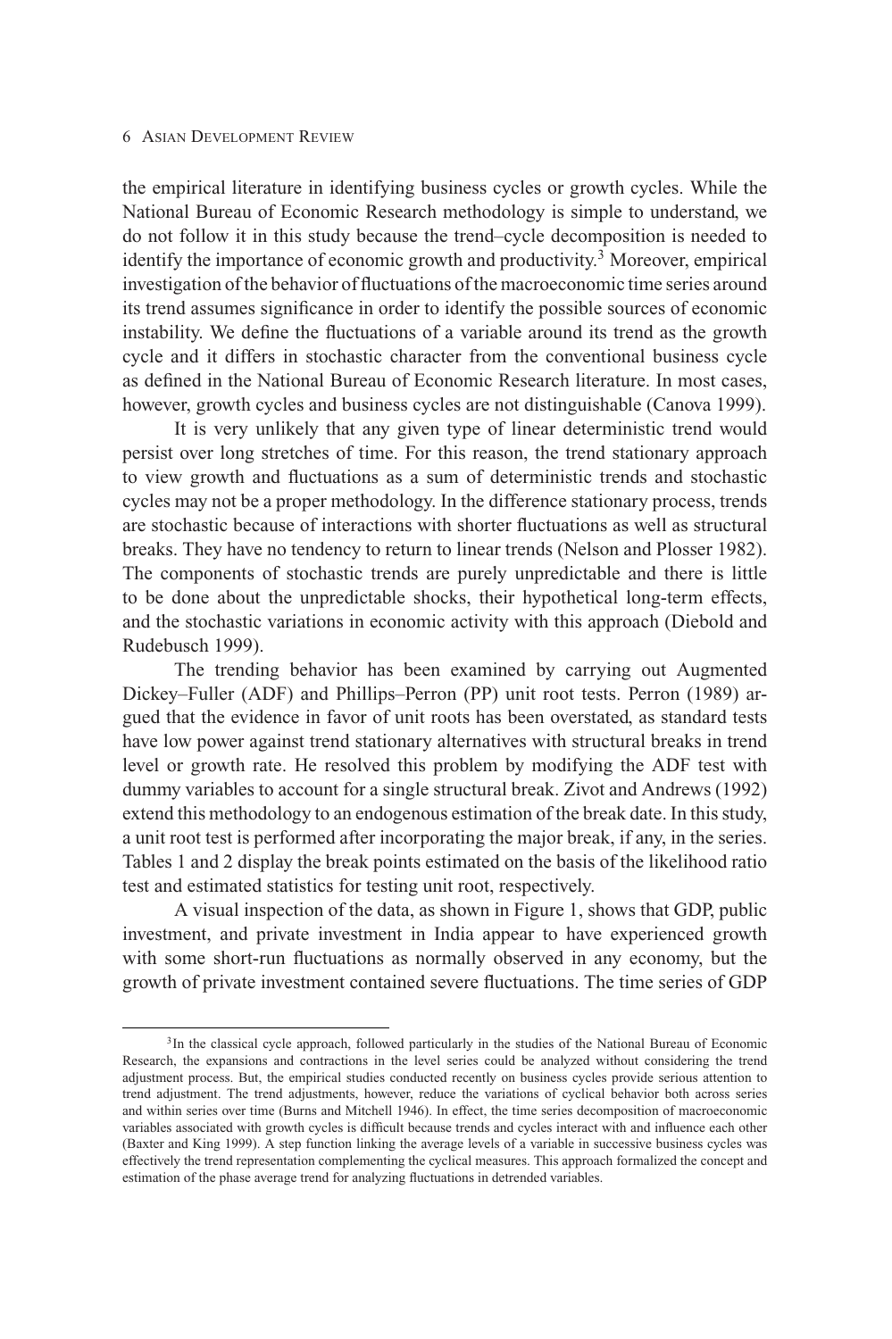the empirical literature in identifying business cycles or growth cycles. While the National Bureau of Economic Research methodology is simple to understand, we do not follow it in this study because the trend–cycle decomposition is needed to identify the importance of economic growth and productivity.[3] Moreover, empirical investigation of the behavior of fluctuations of the macroeconomic time series around its trend assumes significance in order to identify the possible sources of economic instability. We define the fluctuations of a variable around its trend as the growth cycle and it differs in stochastic character from the conventional business cycle as defined in the National Bureau of Economic Research literature. In most cases, however, growth cycles and business cycles are not distinguishable (Canova 1999).

It is very unlikely that any given type of linear deterministic trend would persist over long stretches of time. For this reason, the trend stationary approach to view growth and fluctuations as a sum of deterministic trends and stochastic cycles may not be a proper methodology. In the difference stationary process, trends are stochastic because of interactions with shorter fluctuations as well as structural breaks. They have no tendency to return to linear trends (Nelson and Plosser 1982). The components of stochastic trends are purely unpredictable and there is little to be done about the unpredictable shocks, their hypothetical long-term effects, and the stochastic variations in economic activity with this approach (Diebold and Rudebusch 1999).

The trending behavior has been examined by carrying out Augmented Dickey–Fuller (ADF) and Phillips–Perron (PP) unit root tests. Perron (1989) argued that the evidence in favor of unit roots has been overstated, as standard tests have low power against trend stationary alternatives with structural breaks in trend level or growth rate. He resolved this problem by modifying the ADF test with dummy variables to account for a single structural break. Zivot and Andrews (1992) extend this methodology to an endogenous estimation of the break date. In this study, a unit root test is performed after incorporating the major break, if any, in the series. Tables 1 and 2 display the break points estimated on the basis of the likelihood ratio test and estimated statistics for testing unit root, respectively.

A visual inspection of the data, as shown in Figure 1, shows that GDP, public investment, and private investment in India appear to have experienced growth with some short-run fluctuations as normally observed in any economy, but the growth of private investment contained severe fluctuations. The time series of GDP

[3]In the classical cycle approach, followed particularly in the studies of the National Bureau of Economic Research, the expansions and contractions in the level series could be analyzed without considering the trend adjustment process. But, the empirical studies conducted recently on business cycles provide serious attention to trend adjustment. The trend adjustments, however, reduce the variations of cyclical behavior both across series and within series over time (Burns and Mitchell 1946). In effect, the time series decomposition of macroeconomic variables associated with growth cycles is difficult because trends and cycles interact with and influence each other (Baxter and King 1999). A step function linking the average levels of a variable in successive business cycles was effectively the trend representation complementing the cyclical measures. This approach formalized the concept and estimation of the phase average trend for analyzing fluctuations in detrended variables.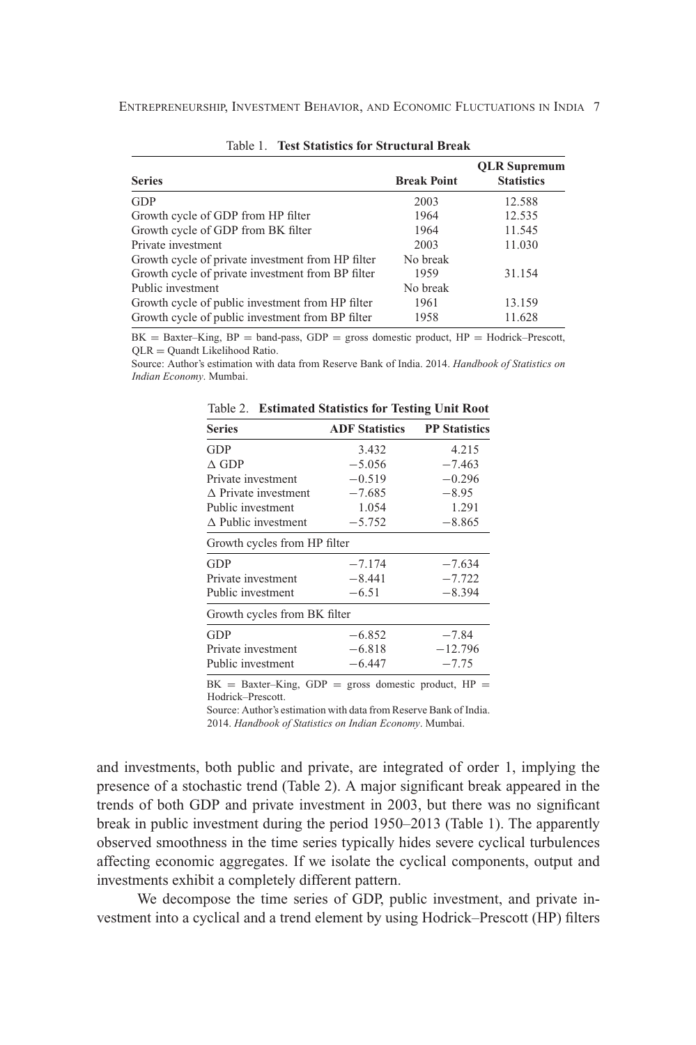Table 1. **Test Statistics for Structural Break**

| Series | Break Point | QLR Supremum Statistics |
|---|---|---|
| GDP | 2003 | 12.588 |
| Growth cycle of GDP from HP filter | 1964 | 12.535 |
| Growth cycle of GDP from BK filter | 1964 | 11.545 |
| Private investment | 2003 | 11.030 |
| Growth cycle of private investment from HP filter | No break | |
| Growth cycle of private investment from BP filter | 1959 | 31.154 |
| Public investment | No break | |
| Growth cycle of public investment from HP filter | 1961 | 13.159 |
| Growth cycle of public investment from BP filter | 1958 | 11.628 |

BK = Baxter–King, BP = band-pass, GDP = gross domestic product, HP = Hodrick–Prescott, QLR = Quandt Likelihood Ratio.

Source: Author's estimation with data from Reserve Bank of India. 2014. *Handbook of Statistics on Indian Economy*. Mumbai.

Table 2. **Estimated Statistics for Testing Unit Root**

| Series | ADF Statistics | PP Statistics |
|---|---|---|
| GDP | 3.432 | 4.215 |
| Δ GDP | −5.056 | −7.463 |
| Private investment | −0.519 | −0.296 |
| Δ Private investment | −7.685 | −8.95 |
| Public investment | 1.054 | 1.291 |
| Δ Public investment | −5.752 | −8.865 |
| Growth cycles from HP filter | | |
| GDP | −7.174 | −7.634 |
| Private investment | −8.441 | −7.722 |
| Public investment | −6.51 | −8.394 |
| Growth cycles from BK filter | | |
| GDP | −6.852 | −7.84 |
| Private investment | −6.818 | −12.796 |
| Public investment | −6.447 | −7.75 |

BK = Baxter–King, GDP = gross domestic product, HP = Hodrick–Prescott.

Source: Author's estimation with data from Reserve Bank of India. 2014. *Handbook of Statistics on Indian Economy*. Mumbai.

and investments, both public and private, are integrated of order 1, implying the presence of a stochastic trend (Table 2). A major significant break appeared in the trends of both GDP and private investment in 2003, but there was no significant break in public investment during the period 1950–2013 (Table 1). The apparently observed smoothness in the time series typically hides severe cyclical turbulences affecting economic aggregates. If we isolate the cyclical components, output and investments exhibit a completely different pattern.

We decompose the time series of GDP, public investment, and private investment into a cyclical and a trend element by using Hodrick–Prescott (HP) filters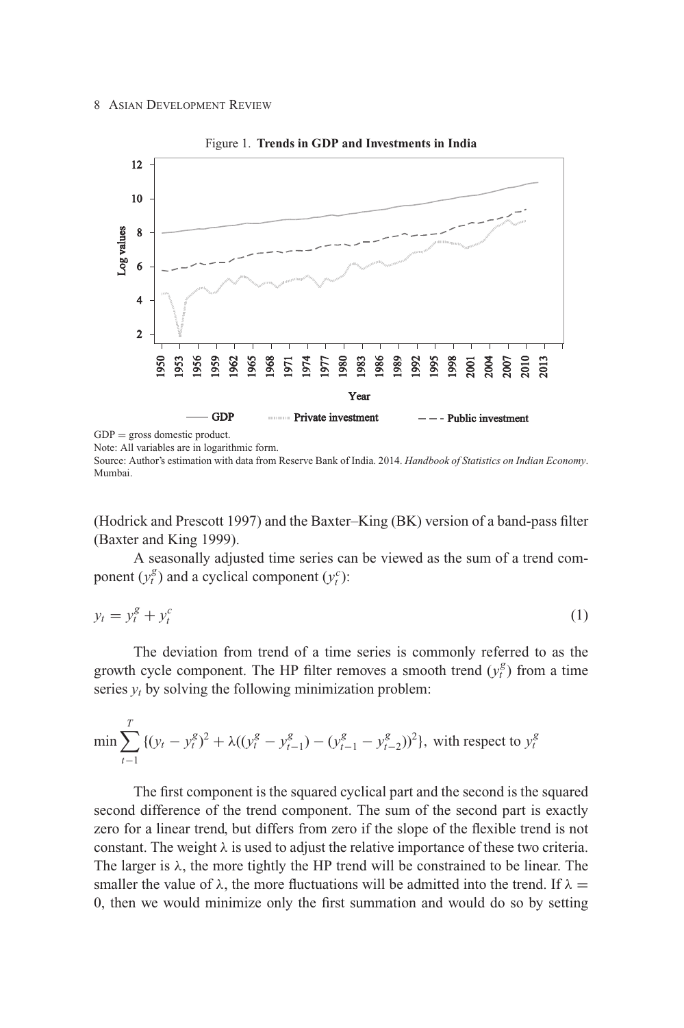Figure 1. **Trends in GDP and Investments in India**

GDP = gross domestic product.

Note: All variables are in logarithmic form.

Source: Author's estimation with data from Reserve Bank of India. 2014. *Handbook of Statistics on Indian Economy*. Mumbai.

(Hodrick and Prescott 1997) and the Baxter–King (BK) version of a band-pass filter (Baxter and King 1999).

A seasonally adjusted time series can be viewed as the sum of a trend component ($y_t^g$) and a cyclical component ($y_t^c$):

$$y_t = y_t^g + y_t^c \tag{1}$$

The deviation from trend of a time series is commonly referred to as the growth cycle component. The HP filter removes a smooth trend ($y_t^g$) from a time series $y_t$ by solving the following minimization problem:

$$\min \sum_{t-1}^{T} \{(y_t - y_t^g)^2 + \lambda((y_t^g - y_{t-1}^g) - (y_{t-1}^g - y_{t-2}^g))^2\}, \text{ with respect to } y_t^g$$

The first component is the squared cyclical part and the second is the squared second difference of the trend component. The sum of the second part is exactly zero for a linear trend, but differs from zero if the slope of the flexible trend is not constant. The weight $\lambda$ is used to adjust the relative importance of these two criteria. The larger is $\lambda$, the more tightly the HP trend will be constrained to be linear. The smaller the value of $\lambda$, the more fluctuations will be admitted into the trend. If $\lambda = 0$, then we would minimize only the first summation and would do so by setting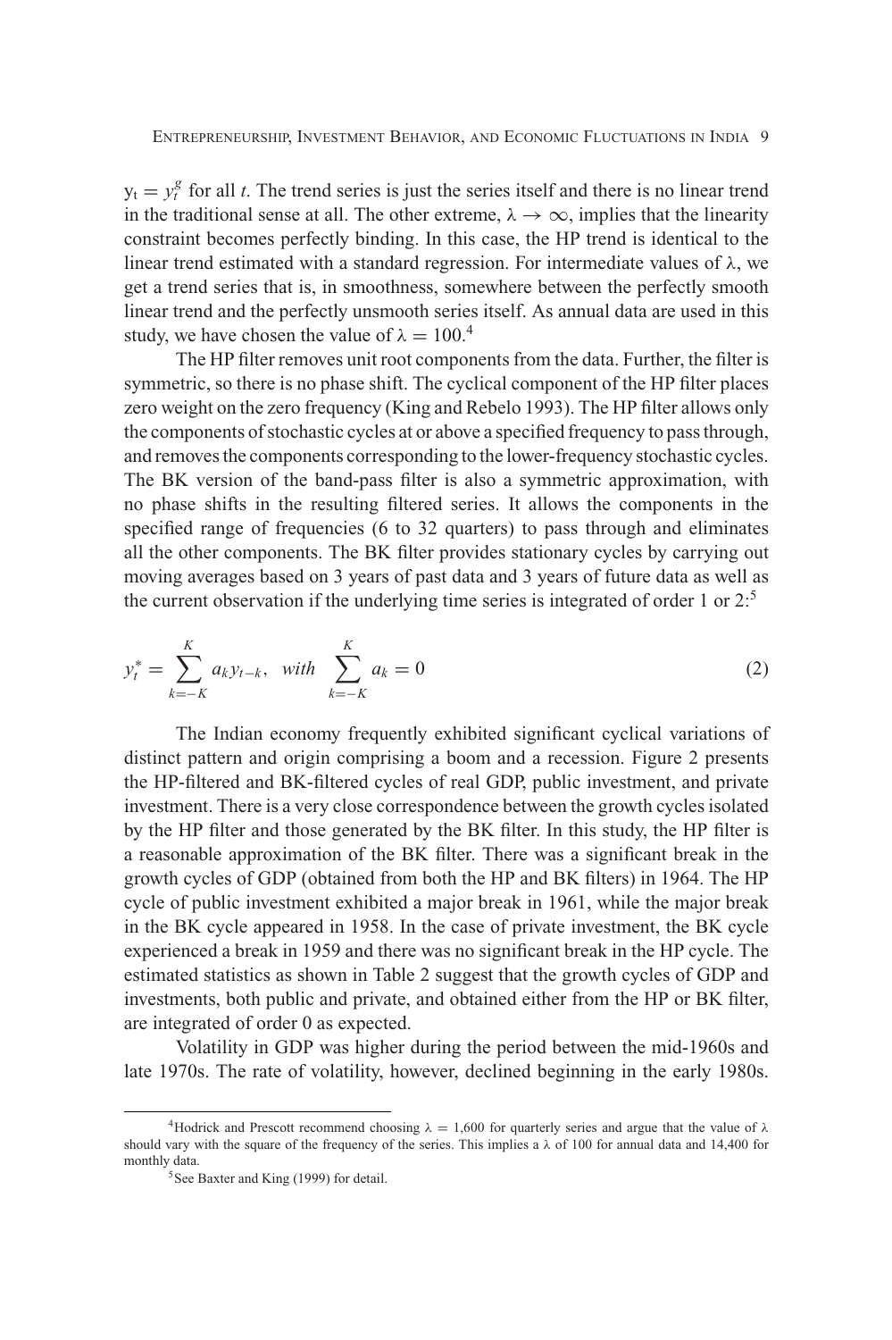$y_t = y_t^g$ for all $t$. The trend series is just the series itself and there is no linear trend in the traditional sense at all. The other extreme, $\lambda \to \infty$, implies that the linearity constraint becomes perfectly binding. In this case, the HP trend is identical to the linear trend estimated with a standard regression. For intermediate values of $\lambda$, we get a trend series that is, in smoothness, somewhere between the perfectly smooth linear trend and the perfectly unsmooth series itself. As annual data are used in this study, we have chosen the value of $\lambda = 100$.[4]

The HP filter removes unit root components from the data. Further, the filter is symmetric, so there is no phase shift. The cyclical component of the HP filter places zero weight on the zero frequency (King and Rebelo 1993). The HP filter allows only the components of stochastic cycles at or above a specified frequency to pass through, and removes the components corresponding to the lower-frequency stochastic cycles. The BK version of the band-pass filter is also a symmetric approximation, with no phase shifts in the resulting filtered series. It allows the components in the specified range of frequencies (6 to 32 quarters) to pass through and eliminates all the other components. The BK filter provides stationary cycles by carrying out moving averages based on 3 years of past data and 3 years of future data as well as the current observation if the underlying time series is integrated of order 1 or 2:[5]

$$y_t^* = \sum_{k=-K}^{K} a_k y_{t-k}, \quad with \quad \sum_{k=-K}^{K} a_k = 0 \tag{2}$$

The Indian economy frequently exhibited significant cyclical variations of distinct pattern and origin comprising a boom and a recession. Figure 2 presents the HP-filtered and BK-filtered cycles of real GDP, public investment, and private investment. There is a very close correspondence between the growth cycles isolated by the HP filter and those generated by the BK filter. In this study, the HP filter is a reasonable approximation of the BK filter. There was a significant break in the growth cycles of GDP (obtained from both the HP and BK filters) in 1964. The HP cycle of public investment exhibited a major break in 1961, while the major break in the BK cycle appeared in 1958. In the case of private investment, the BK cycle experienced a break in 1959 and there was no significant break in the HP cycle. The estimated statistics as shown in Table 2 suggest that the growth cycles of GDP and investments, both public and private, and obtained either from the HP or BK filter, are integrated of order 0 as expected.

Volatility in GDP was higher during the period between the mid-1960s and late 1970s. The rate of volatility, however, declined beginning in the early 1980s.

[4] Hodrick and Prescott recommend choosing $\lambda = 1{,}600$ for quarterly series and argue that the value of $\lambda$ should vary with the square of the frequency of the series. This implies a $\lambda$ of 100 for annual data and 14,400 for monthly data.

[5] See Baxter and King (1999) for detail.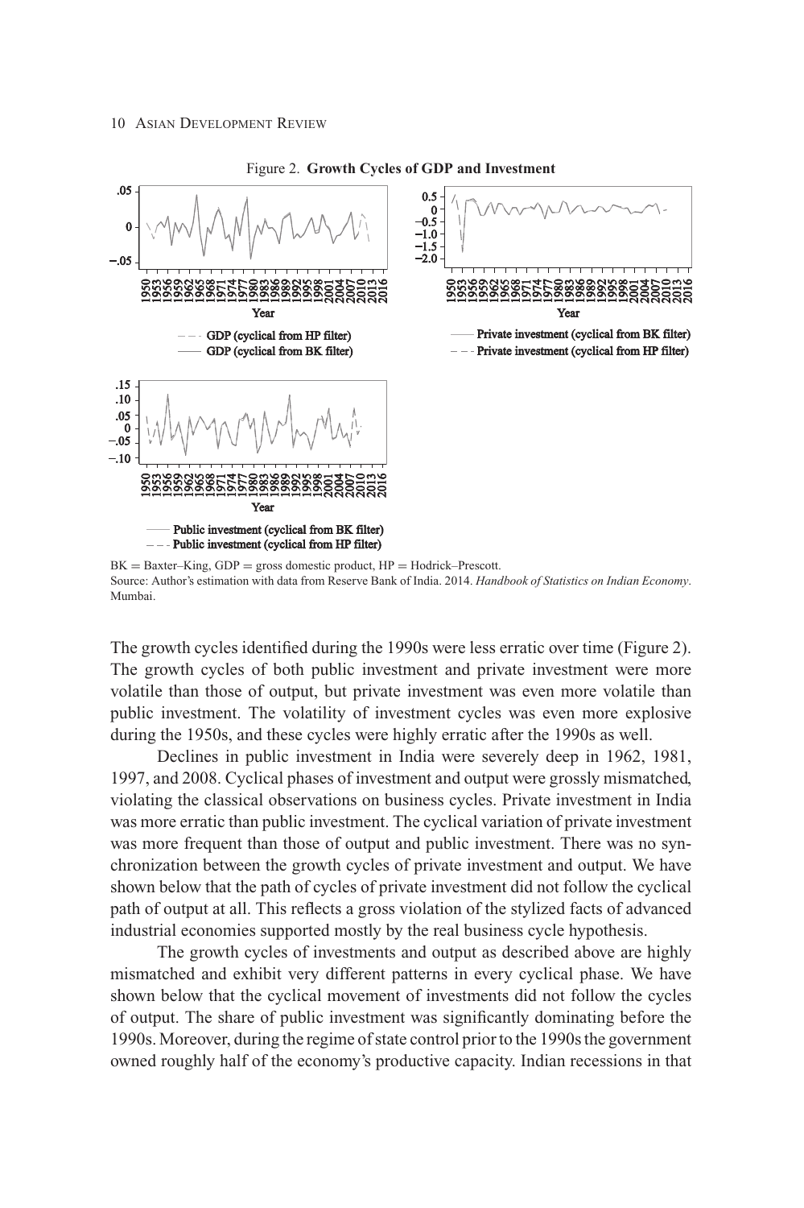Figure 2. **Growth Cycles of GDP and Investment**

BK = Baxter–King, GDP = gross domestic product, HP = Hodrick–Prescott.
Source: Author's estimation with data from Reserve Bank of India. 2014. *Handbook of Statistics on Indian Economy*. Mumbai.

The growth cycles identified during the 1990s were less erratic over time (Figure 2). The growth cycles of both public investment and private investment were more volatile than those of output, but private investment was even more volatile than public investment. The volatility of investment cycles was even more explosive during the 1950s, and these cycles were highly erratic after the 1990s as well.

Declines in public investment in India were severely deep in 1962, 1981, 1997, and 2008. Cyclical phases of investment and output were grossly mismatched, violating the classical observations on business cycles. Private investment in India was more erratic than public investment. The cyclical variation of private investment was more frequent than those of output and public investment. There was no synchronization between the growth cycles of private investment and output. We have shown below that the path of cycles of private investment did not follow the cyclical path of output at all. This reflects a gross violation of the stylized facts of advanced industrial economies supported mostly by the real business cycle hypothesis.

The growth cycles of investments and output as described above are highly mismatched and exhibit very different patterns in every cyclical phase. We have shown below that the cyclical movement of investments did not follow the cycles of output. The share of public investment was significantly dominating before the 1990s. Moreover, during the regime of state control prior to the 1990s the government owned roughly half of the economy's productive capacity. Indian recessions in that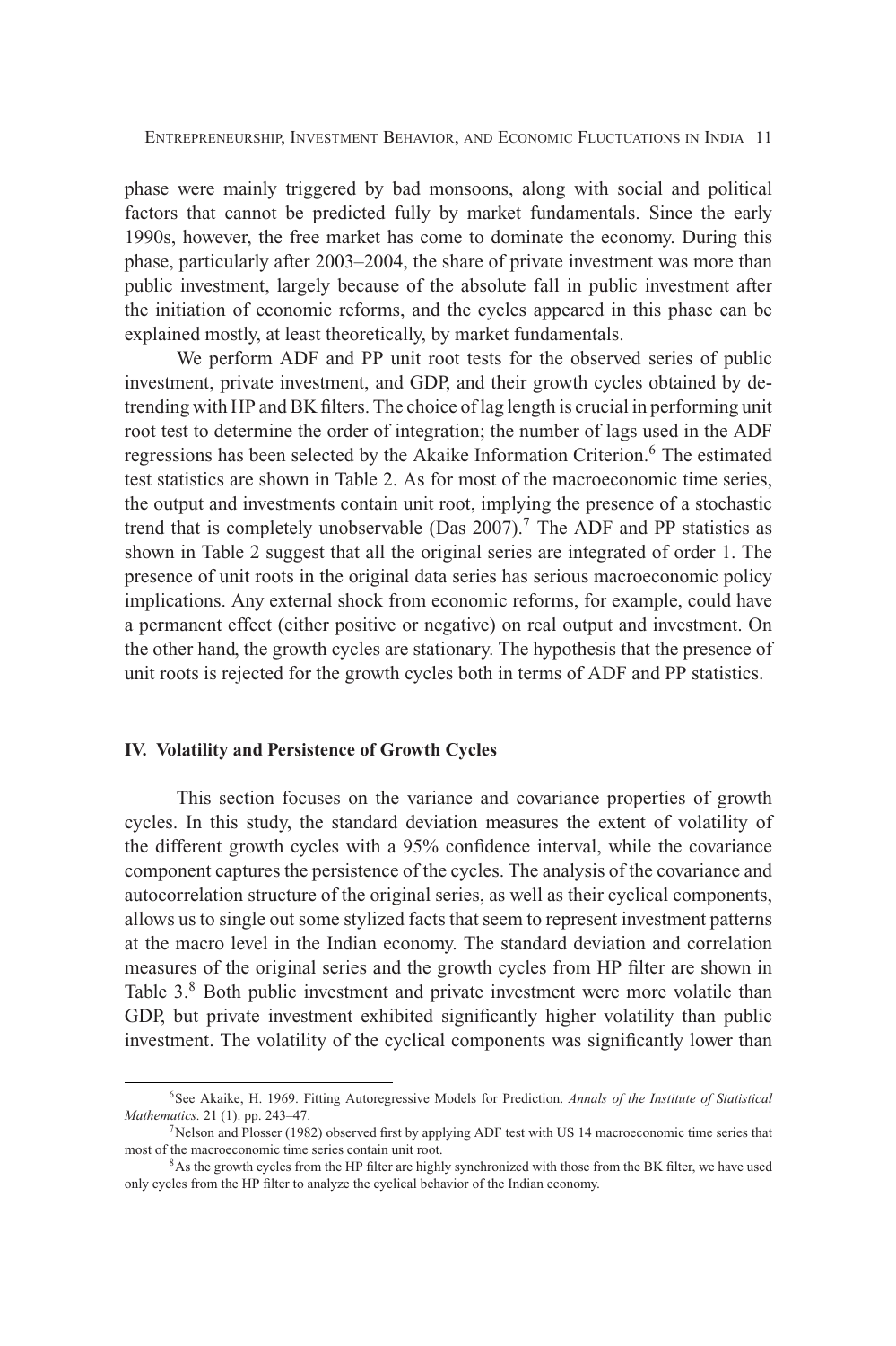phase were mainly triggered by bad monsoons, along with social and political factors that cannot be predicted fully by market fundamentals. Since the early 1990s, however, the free market has come to dominate the economy. During this phase, particularly after 2003–2004, the share of private investment was more than public investment, largely because of the absolute fall in public investment after the initiation of economic reforms, and the cycles appeared in this phase can be explained mostly, at least theoretically, by market fundamentals.

We perform ADF and PP unit root tests for the observed series of public investment, private investment, and GDP, and their growth cycles obtained by detrending with HP and BK filters. The choice of lag length is crucial in performing unit root test to determine the order of integration; the number of lags used in the ADF regressions has been selected by the Akaike Information Criterion.[6] The estimated test statistics are shown in Table 2. As for most of the macroeconomic time series, the output and investments contain unit root, implying the presence of a stochastic trend that is completely unobservable (Das 2007).[7] The ADF and PP statistics as shown in Table 2 suggest that all the original series are integrated of order 1. The presence of unit roots in the original data series has serious macroeconomic policy implications. Any external shock from economic reforms, for example, could have a permanent effect (either positive or negative) on real output and investment. On the other hand, the growth cycles are stationary. The hypothesis that the presence of unit roots is rejected for the growth cycles both in terms of ADF and PP statistics.

### IV. Volatility and Persistence of Growth Cycles

This section focuses on the variance and covariance properties of growth cycles. In this study, the standard deviation measures the extent of volatility of the different growth cycles with a 95% confidence interval, while the covariance component captures the persistence of the cycles. The analysis of the covariance and autocorrelation structure of the original series, as well as their cyclical components, allows us to single out some stylized facts that seem to represent investment patterns at the macro level in the Indian economy. The standard deviation and correlation measures of the original series and the growth cycles from HP filter are shown in Table 3.[8] Both public investment and private investment were more volatile than GDP, but private investment exhibited significantly higher volatility than public investment. The volatility of the cyclical components was significantly lower than

---

[6] See Akaike, H. 1969. Fitting Autoregressive Models for Prediction. *Annals of the Institute of Statistical Mathematics.* 21 (1). pp. 243–47.

[7] Nelson and Plosser (1982) observed first by applying ADF test with US 14 macroeconomic time series that most of the macroeconomic time series contain unit root.

[8] As the growth cycles from the HP filter are highly synchronized with those from the BK filter, we have used only cycles from the HP filter to analyze the cyclical behavior of the Indian economy.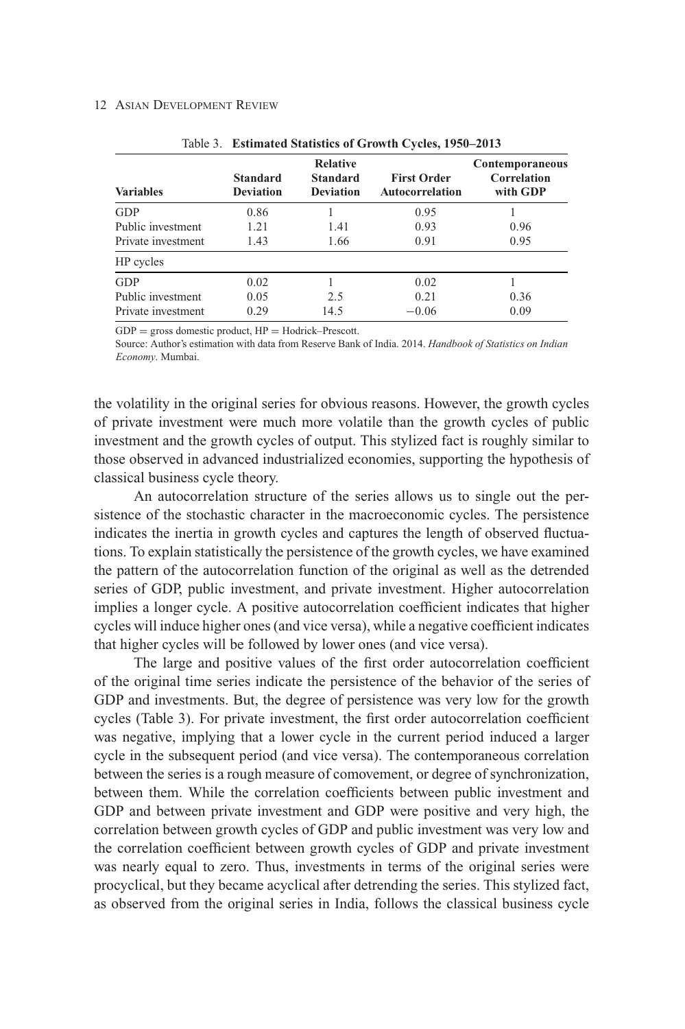Table 3. **Estimated Statistics of Growth Cycles, 1950–2013**

| Variables | Standard Deviation | Relative Standard Deviation | First Order Autocorrelation | Contemporaneous Correlation with GDP |
|---|---|---|---|---|
| GDP | 0.86 | 1 | 0.95 | 1 |
| Public investment | 1.21 | 1.41 | 0.93 | 0.96 |
| Private investment | 1.43 | 1.66 | 0.91 | 0.95 |
| HP cycles | | | | |
| GDP | 0.02 | 1 | 0.02 | 1 |
| Public investment | 0.05 | 2.5 | 0.21 | 0.36 |
| Private investment | 0.29 | 14.5 | −0.06 | 0.09 |

GDP = gross domestic product, HP = Hodrick–Prescott.

Source: Author's estimation with data from Reserve Bank of India. 2014. *Handbook of Statistics on Indian Economy*. Mumbai.

the volatility in the original series for obvious reasons. However, the growth cycles of private investment were much more volatile than the growth cycles of public investment and the growth cycles of output. This stylized fact is roughly similar to those observed in advanced industrialized economies, supporting the hypothesis of classical business cycle theory.

An autocorrelation structure of the series allows us to single out the persistence of the stochastic character in the macroeconomic cycles. The persistence indicates the inertia in growth cycles and captures the length of observed fluctuations. To explain statistically the persistence of the growth cycles, we have examined the pattern of the autocorrelation function of the original as well as the detrended series of GDP, public investment, and private investment. Higher autocorrelation implies a longer cycle. A positive autocorrelation coefficient indicates that higher cycles will induce higher ones (and vice versa), while a negative coefficient indicates that higher cycles will be followed by lower ones (and vice versa).

The large and positive values of the first order autocorrelation coefficient of the original time series indicate the persistence of the behavior of the series of GDP and investments. But, the degree of persistence was very low for the growth cycles (Table 3). For private investment, the first order autocorrelation coefficient was negative, implying that a lower cycle in the current period induced a larger cycle in the subsequent period (and vice versa). The contemporaneous correlation between the series is a rough measure of comovement, or degree of synchronization, between them. While the correlation coefficients between public investment and GDP and between private investment and GDP were positive and very high, the correlation between growth cycles of GDP and public investment was very low and the correlation coefficient between growth cycles of GDP and private investment was nearly equal to zero. Thus, investments in terms of the original series were procyclical, but they became acyclical after detrending the series. This stylized fact, as observed from the original series in India, follows the classical business cycle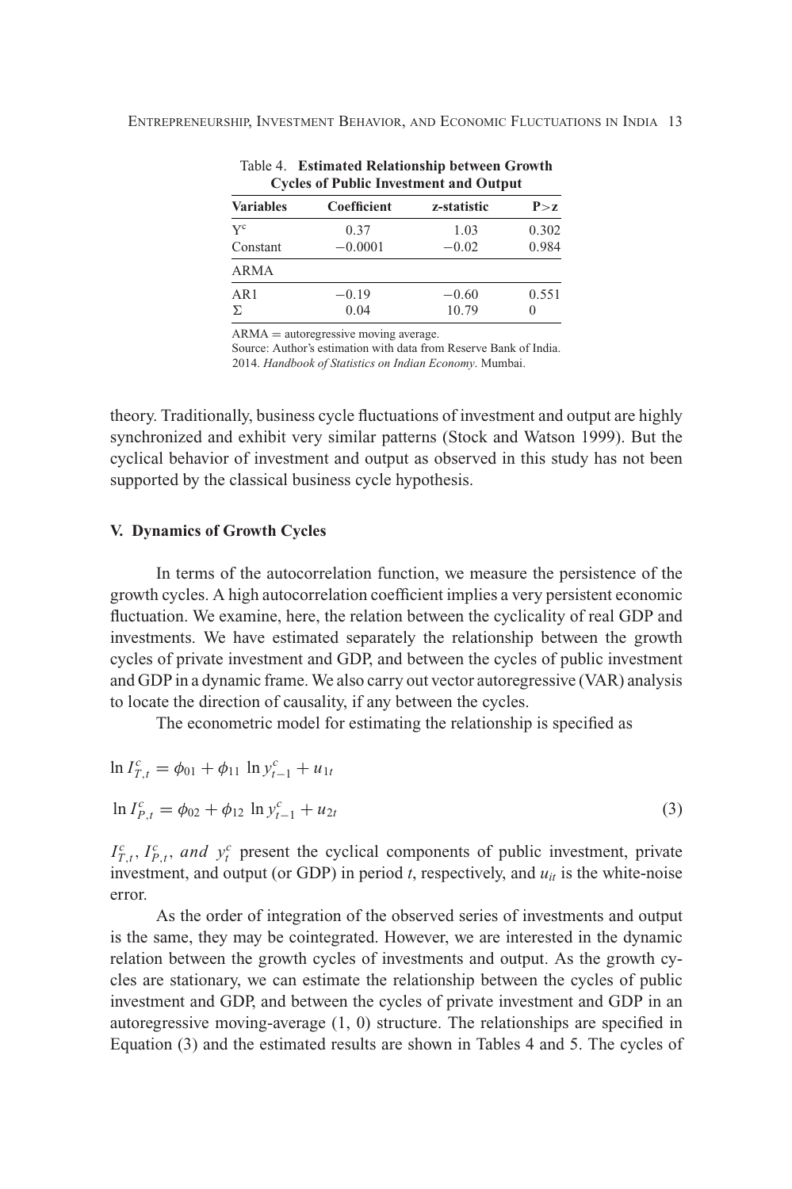Table 4. **Estimated Relationship between Growth Cycles of Public Investment and Output**

| Variables | Coefficient | z-statistic | P>z |
|---|---|---|---|
| $Y^c$ | 0.37 | 1.03 | 0.302 |
| Constant | −0.0001 | −0.02 | 0.984 |
| ARMA | | | |
| AR1 | −0.19 | −0.60 | 0.551 |
| Σ | 0.04 | 10.79 | 0 |

ARMA = autoregressive moving average.

Source: Author's estimation with data from Reserve Bank of India. 2014. *Handbook of Statistics on Indian Economy*. Mumbai.

theory. Traditionally, business cycle fluctuations of investment and output are highly synchronized and exhibit very similar patterns (Stock and Watson 1999). But the cyclical behavior of investment and output as observed in this study has not been supported by the classical business cycle hypothesis.

### V. Dynamics of Growth Cycles

In terms of the autocorrelation function, we measure the persistence of the growth cycles. A high autocorrelation coefficient implies a very persistent economic fluctuation. We examine, here, the relation between the cyclicality of real GDP and investments. We have estimated separately the relationship between the growth cycles of private investment and GDP, and between the cycles of public investment and GDP in a dynamic frame. We also carry out vector autoregressive (VAR) analysis to locate the direction of causality, if any between the cycles.

The econometric model for estimating the relationship is specified as

$$\ln I^c_{T,t} = \phi_{01} + \phi_{11}\ \ln y^c_{t-1} + u_{1t}$$

$$\ln I^c_{P,t} = \phi_{02} + \phi_{12}\ \ln y^c_{t-1} + u_{2t} \quad (3)$$

$I^c_{T,t}$, $I^c_{P,t}$, *and* $y^c_t$ present the cyclical components of public investment, private investment, and output (or GDP) in period $t$, respectively, and $u_{it}$ is the white-noise error.

As the order of integration of the observed series of investments and output is the same, they may be cointegrated. However, we are interested in the dynamic relation between the growth cycles of investments and output. As the growth cycles are stationary, we can estimate the relationship between the cycles of public investment and GDP, and between the cycles of private investment and GDP in an autoregressive moving-average (1, 0) structure. The relationships are specified in Equation (3) and the estimated results are shown in Tables 4 and 5. The cycles of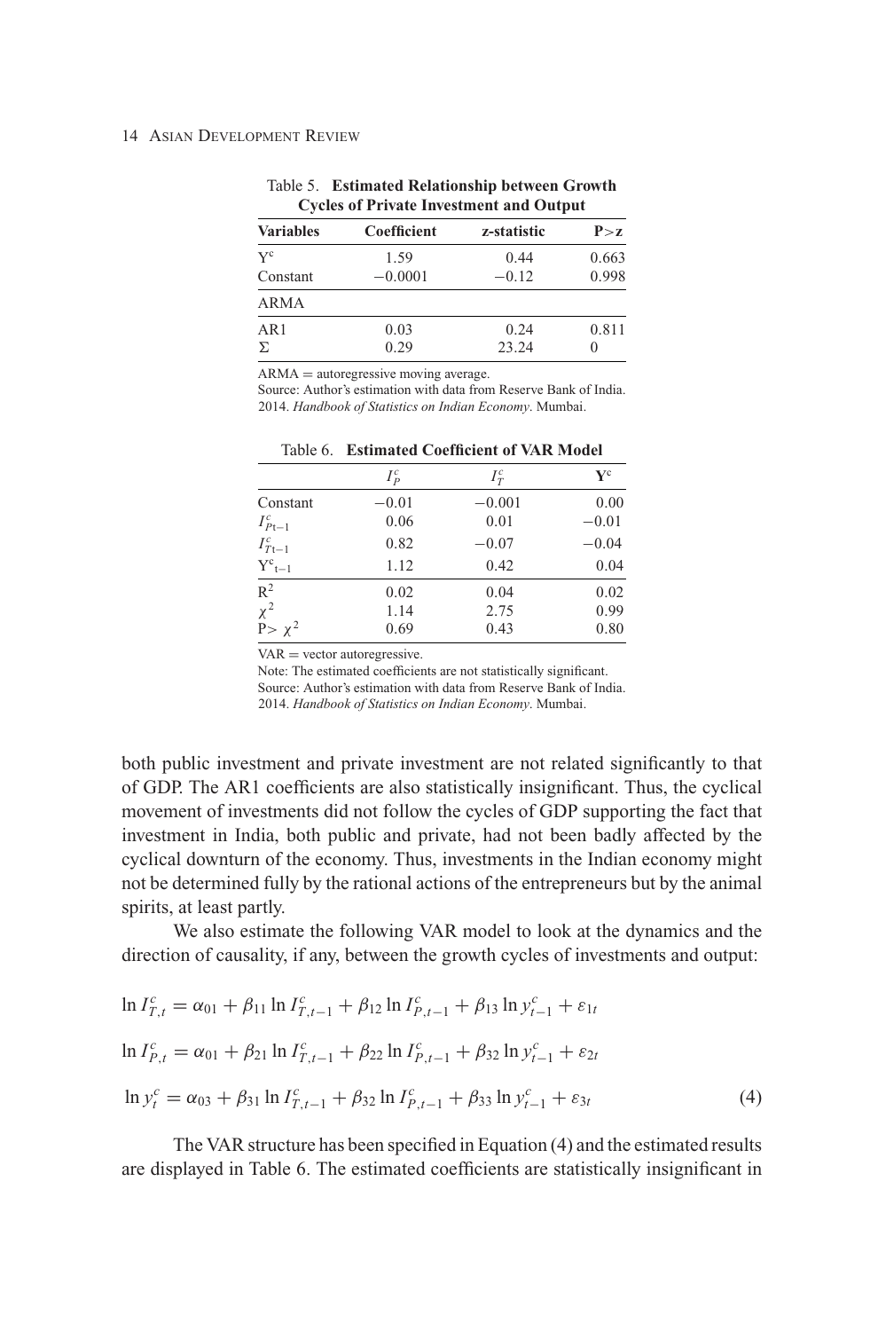Table 5. **Estimated Relationship between Growth Cycles of Private Investment and Output**

| Variables | Coefficient | z-statistic | P>z |
|---|---|---|---|
| $Y^c$ | 1.59 | 0.44 | 0.663 |
| Constant | −0.0001 | −0.12 | 0.998 |
| ARMA | | | |
| AR1 | 0.03 | 0.24 | 0.811 |
| Σ | 0.29 | 23.24 | 0 |

ARMA = autoregressive moving average.
Source: Author's estimation with data from Reserve Bank of India. 2014. *Handbook of Statistics on Indian Economy*. Mumbai.

Table 6. **Estimated Coefficient of VAR Model**

| | $I_P^c$ | $I_T^c$ | $Y^c$ |
|---|---|---|---|
| Constant | −0.01 | −0.001 | 0.00 |
| $I_{Pt-1}^c$ | 0.06 | 0.01 | −0.01 |
| $I_{Tt-1}^c$ | 0.82 | −0.07 | −0.04 |
| $Y^c_{t-1}$ | 1.12 | 0.42 | 0.04 |
| $R^2$ | 0.02 | 0.04 | 0.02 |
| $\chi^2$ | 1.14 | 2.75 | 0.99 |
| $P > \chi^2$ | 0.69 | 0.43 | 0.80 |

VAR = vector autoregressive.
Note: The estimated coefficients are not statistically significant.
Source: Author's estimation with data from Reserve Bank of India. 2014. *Handbook of Statistics on Indian Economy*. Mumbai.

both public investment and private investment are not related significantly to that of GDP. The AR1 coefficients are also statistically insignificant. Thus, the cyclical movement of investments did not follow the cycles of GDP supporting the fact that investment in India, both public and private, had not been badly affected by the cyclical downturn of the economy. Thus, investments in the Indian economy might not be determined fully by the rational actions of the entrepreneurs but by the animal spirits, at least partly.

We also estimate the following VAR model to look at the dynamics and the direction of causality, if any, between the growth cycles of investments and output:

$$\ln I_{T,t}^c = \alpha_{01} + \beta_{11} \ln I_{T,t-1}^c + \beta_{12} \ln I_{P,t-1}^c + \beta_{13} \ln y_{t-1}^c + \varepsilon_{1t}$$

$$\ln I_{P,t}^c = \alpha_{01} + \beta_{21} \ln I_{T,t-1}^c + \beta_{22} \ln I_{P,t-1}^c + \beta_{32} \ln y_{t-1}^c + \varepsilon_{2t}$$

$$\ln y_t^c = \alpha_{03} + \beta_{31} \ln I_{T,t-1}^c + \beta_{32} \ln I_{P,t-1}^c + \beta_{33} \ln y_{t-1}^c + \varepsilon_{3t} \quad (4)$$

The VAR structure has been specified in Equation (4) and the estimated results are displayed in Table 6. The estimated coefficients are statistically insignificant in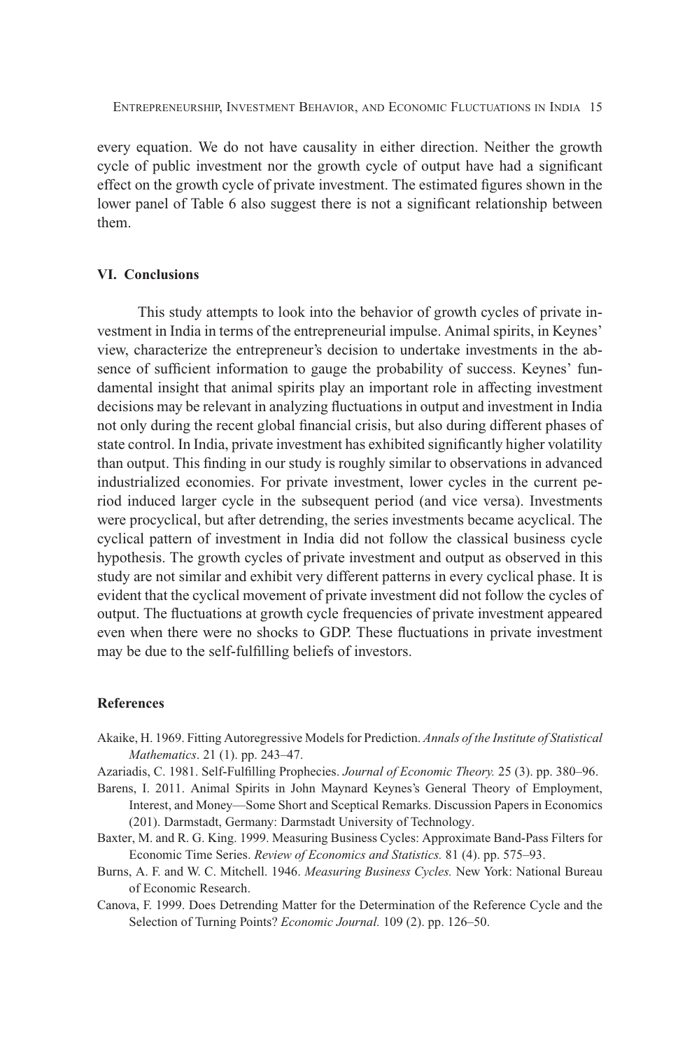every equation. We do not have causality in either direction. Neither the growth cycle of public investment nor the growth cycle of output have had a significant effect on the growth cycle of private investment. The estimated figures shown in the lower panel of Table 6 also suggest there is not a significant relationship between them.

## VI. Conclusions

This study attempts to look into the behavior of growth cycles of private investment in India in terms of the entrepreneurial impulse. Animal spirits, in Keynes' view, characterize the entrepreneur's decision to undertake investments in the absence of sufficient information to gauge the probability of success. Keynes' fundamental insight that animal spirits play an important role in affecting investment decisions may be relevant in analyzing fluctuations in output and investment in India not only during the recent global financial crisis, but also during different phases of state control. In India, private investment has exhibited significantly higher volatility than output. This finding in our study is roughly similar to observations in advanced industrialized economies. For private investment, lower cycles in the current period induced larger cycle in the subsequent period (and vice versa). Investments were procyclical, but after detrending, the series investments became acyclical. The cyclical pattern of investment in India did not follow the classical business cycle hypothesis. The growth cycles of private investment and output as observed in this study are not similar and exhibit very different patterns in every cyclical phase. It is evident that the cyclical movement of private investment did not follow the cycles of output. The fluctuations at growth cycle frequencies of private investment appeared even when there were no shocks to GDP. These fluctuations in private investment may be due to the self-fulfilling beliefs of investors.

## References

Akaike, H. 1969. Fitting Autoregressive Models for Prediction. *Annals of the Institute of Statistical Mathematics*. 21 (1). pp. 243–47.

Azariadis, C. 1981. Self-Fulfilling Prophecies. *Journal of Economic Theory.* 25 (3). pp. 380–96.

Barens, I. 2011. Animal Spirits in John Maynard Keynes's General Theory of Employment, Interest, and Money—Some Short and Sceptical Remarks. Discussion Papers in Economics (201). Darmstadt, Germany: Darmstadt University of Technology.

Baxter, M. and R. G. King. 1999. Measuring Business Cycles: Approximate Band-Pass Filters for Economic Time Series. *Review of Economics and Statistics.* 81 (4). pp. 575–93.

Burns, A. F. and W. C. Mitchell. 1946. *Measuring Business Cycles.* New York: National Bureau of Economic Research.

Canova, F. 1999. Does Detrending Matter for the Determination of the Reference Cycle and the Selection of Turning Points? *Economic Journal.* 109 (2). pp. 126–50.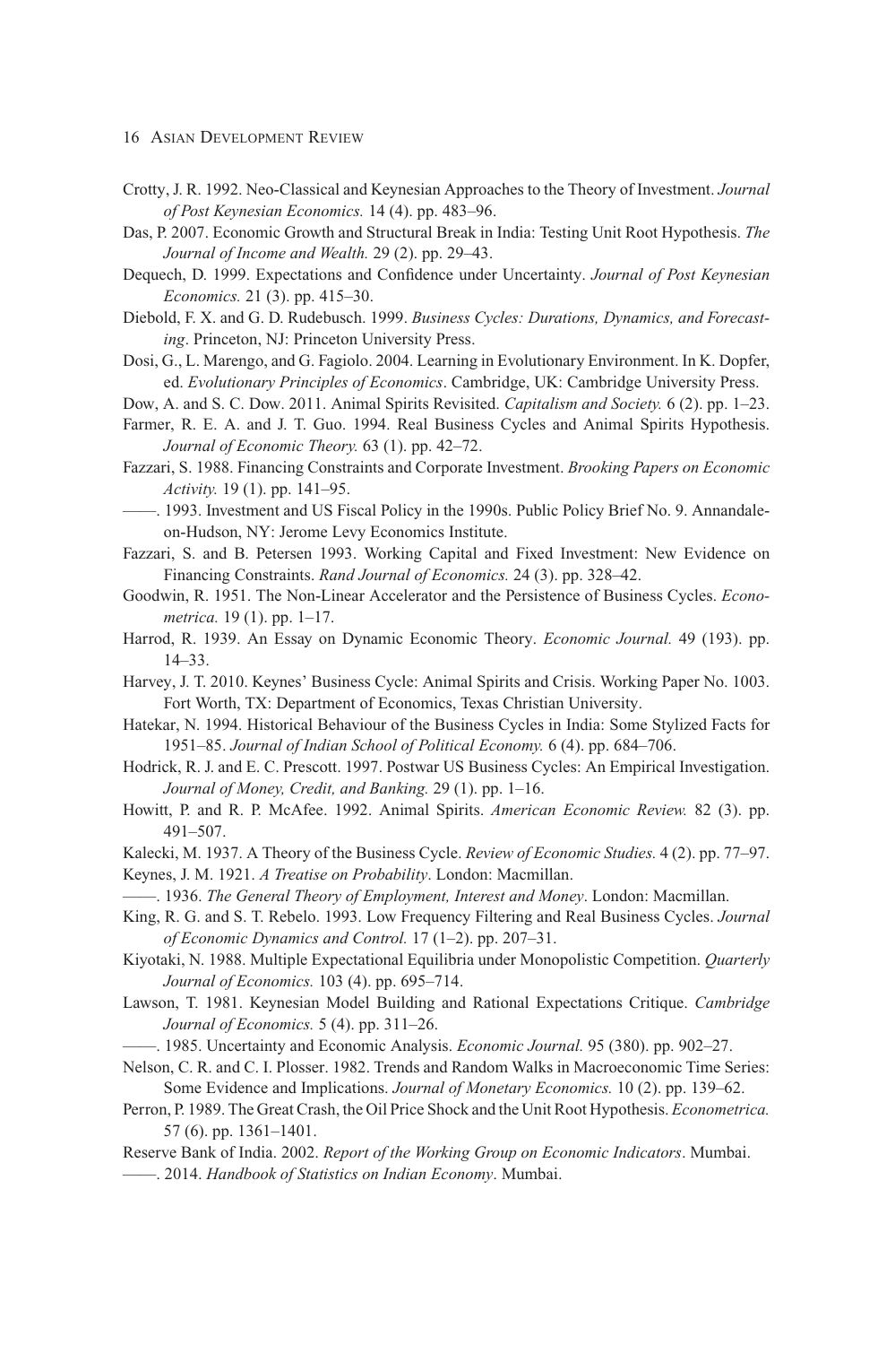Crotty, J. R. 1992. Neo-Classical and Keynesian Approaches to the Theory of Investment. *Journal of Post Keynesian Economics.* 14 (4). pp. 483–96.

Das, P. 2007. Economic Growth and Structural Break in India: Testing Unit Root Hypothesis. *The Journal of Income and Wealth.* 29 (2). pp. 29–43.

Dequech, D. 1999. Expectations and Confidence under Uncertainty. *Journal of Post Keynesian Economics.* 21 (3). pp. 415–30.

Diebold, F. X. and G. D. Rudebusch. 1999. *Business Cycles: Durations, Dynamics, and Forecasting*. Princeton, NJ: Princeton University Press.

Dosi, G., L. Marengo, and G. Fagiolo. 2004. Learning in Evolutionary Environment. In K. Dopfer, ed. *Evolutionary Principles of Economics*. Cambridge, UK: Cambridge University Press.

Dow, A. and S. C. Dow. 2011. Animal Spirits Revisited. *Capitalism and Society.* 6 (2). pp. 1–23.

Farmer, R. E. A. and J. T. Guo. 1994. Real Business Cycles and Animal Spirits Hypothesis. *Journal of Economic Theory.* 63 (1). pp. 42–72.

Fazzari, S. 1988. Financing Constraints and Corporate Investment. *Brooking Papers on Economic Activity.* 19 (1). pp. 141–95.

——. 1993. Investment and US Fiscal Policy in the 1990s. Public Policy Brief No. 9. Annandale-on-Hudson, NY: Jerome Levy Economics Institute.

Fazzari, S. and B. Petersen 1993. Working Capital and Fixed Investment: New Evidence on Financing Constraints. *Rand Journal of Economics.* 24 (3). pp. 328–42.

Goodwin, R. 1951. The Non-Linear Accelerator and the Persistence of Business Cycles. *Econometrica.* 19 (1). pp. 1–17.

Harrod, R. 1939. An Essay on Dynamic Economic Theory. *Economic Journal.* 49 (193). pp. 14–33.

Harvey, J. T. 2010. Keynes' Business Cycle: Animal Spirits and Crisis. Working Paper No. 1003. Fort Worth, TX: Department of Economics, Texas Christian University.

Hatekar, N. 1994. Historical Behaviour of the Business Cycles in India: Some Stylized Facts for 1951–85. *Journal of Indian School of Political Economy.* 6 (4). pp. 684–706.

Hodrick, R. J. and E. C. Prescott. 1997. Postwar US Business Cycles: An Empirical Investigation. *Journal of Money, Credit, and Banking.* 29 (1). pp. 1–16.

Howitt, P. and R. P. McAfee. 1992. Animal Spirits. *American Economic Review.* 82 (3). pp. 491–507.

Kalecki, M. 1937. A Theory of the Business Cycle. *Review of Economic Studies.* 4 (2). pp. 77–97.

Keynes, J. M. 1921. *A Treatise on Probability*. London: Macmillan.

——. 1936. *The General Theory of Employment, Interest and Money*. London: Macmillan.

King, R. G. and S. T. Rebelo. 1993. Low Frequency Filtering and Real Business Cycles. *Journal of Economic Dynamics and Control.* 17 (1–2). pp. 207–31.

Kiyotaki, N. 1988. Multiple Expectational Equilibria under Monopolistic Competition. *Quarterly Journal of Economics.* 103 (4). pp. 695–714.

Lawson, T. 1981. Keynesian Model Building and Rational Expectations Critique. *Cambridge Journal of Economics.* 5 (4). pp. 311–26.

——. 1985. Uncertainty and Economic Analysis. *Economic Journal.* 95 (380). pp. 902–27.

Nelson, C. R. and C. I. Plosser. 1982. Trends and Random Walks in Macroeconomic Time Series: Some Evidence and Implications. *Journal of Monetary Economics.* 10 (2). pp. 139–62.

Perron, P. 1989. The Great Crash, the Oil Price Shock and the Unit Root Hypothesis. *Econometrica.* 57 (6). pp. 1361–1401.

Reserve Bank of India. 2002. *Report of the Working Group on Economic Indicators*. Mumbai.

——. 2014. *Handbook of Statistics on Indian Economy*. Mumbai.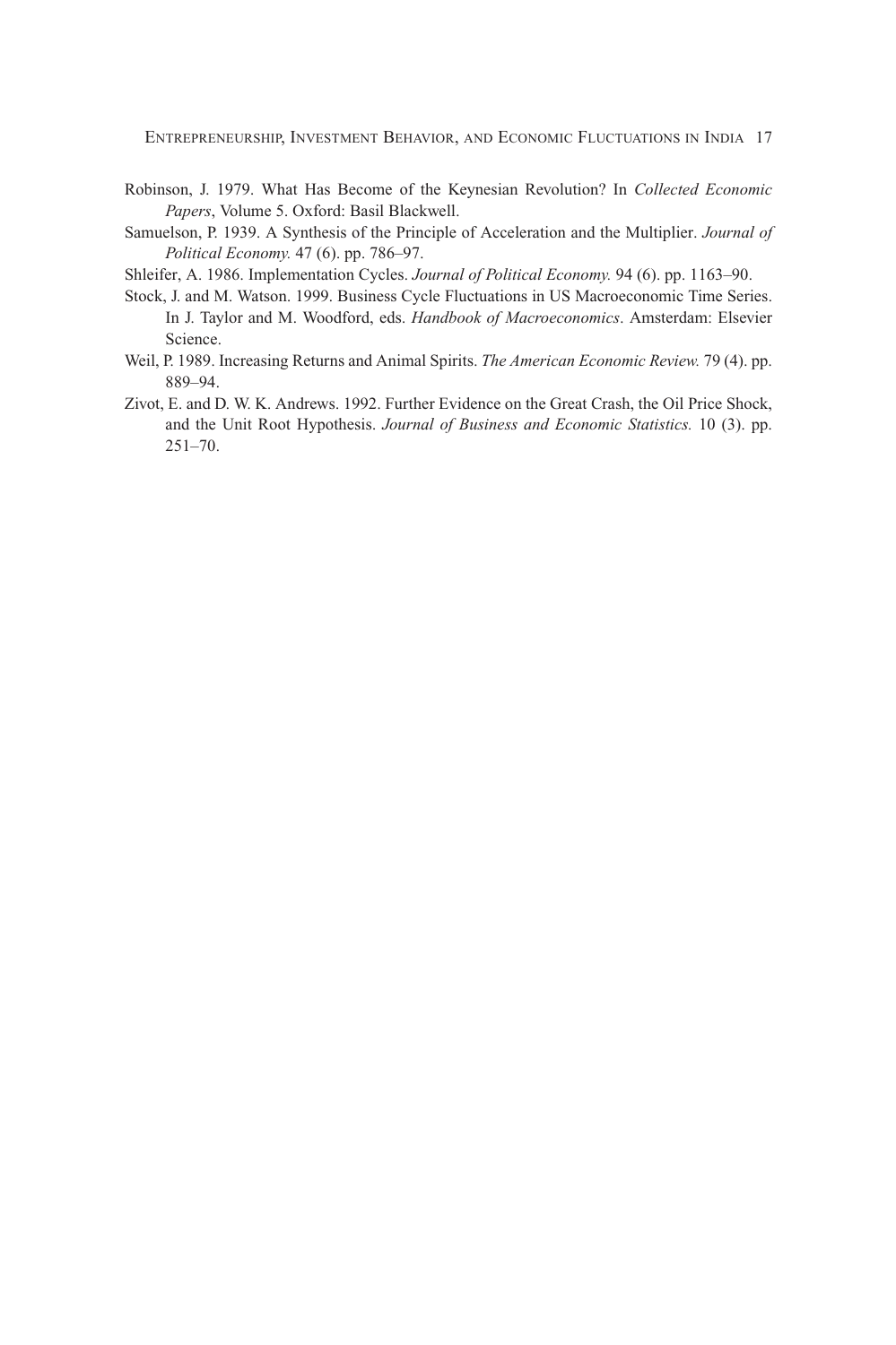Robinson, J. 1979. What Has Become of the Keynesian Revolution? In *Collected Economic Papers*, Volume 5. Oxford: Basil Blackwell.

Samuelson, P. 1939. A Synthesis of the Principle of Acceleration and the Multiplier. *Journal of Political Economy.* 47 (6). pp. 786–97.

Shleifer, A. 1986. Implementation Cycles. *Journal of Political Economy.* 94 (6). pp. 1163–90.

Stock, J. and M. Watson. 1999. Business Cycle Fluctuations in US Macroeconomic Time Series. In J. Taylor and M. Woodford, eds. *Handbook of Macroeconomics*. Amsterdam: Elsevier Science.

Weil, P. 1989. Increasing Returns and Animal Spirits. *The American Economic Review.* 79 (4). pp. 889–94.

Zivot, E. and D. W. K. Andrews. 1992. Further Evidence on the Great Crash, the Oil Price Shock, and the Unit Root Hypothesis. *Journal of Business and Economic Statistics.* 10 (3). pp. 251–70.